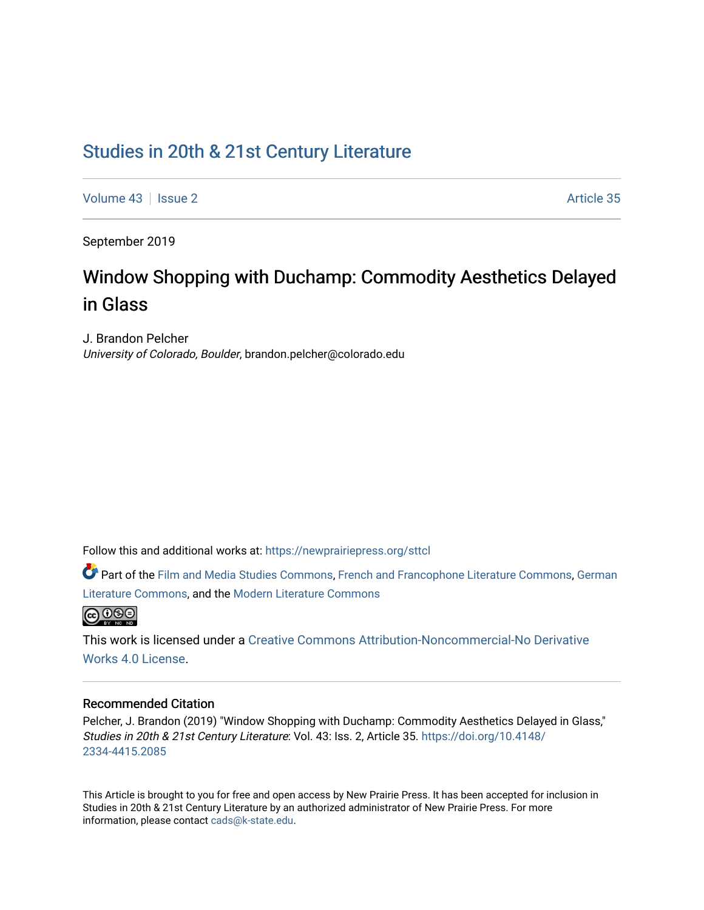# Studies in 20th & 21st Century Literature

Volume 43 | Issue 2 | Article 35

September 2019

## Window Shopping with Duchamp: Commodity Aesthetics Delayed in Glass

J. Brandon Pelcher
*University of Colorado, Boulder*, brandon.pelcher@colorado.edu

Follow this and additional works at: https://newprairiepress.org/sttcl

Part of the Film and Media Studies Commons, French and Francophone Literature Commons, German Literature Commons, and the Modern Literature Commons

This work is licensed under a Creative Commons Attribution-Noncommercial-No Derivative Works 4.0 License.

### Recommended Citation

Pelcher, J. Brandon (2019) "Window Shopping with Duchamp: Commodity Aesthetics Delayed in Glass," *Studies in 20th & 21st Century Literature*: Vol. 43: Iss. 2, Article 35. https://doi.org/10.4148/2334-4415.2085

This Article is brought to you for free and open access by New Prairie Press. It has been accepted for inclusion in Studies in 20th & 21st Century Literature by an authorized administrator of New Prairie Press. For more information, please contact cads@k-state.edu.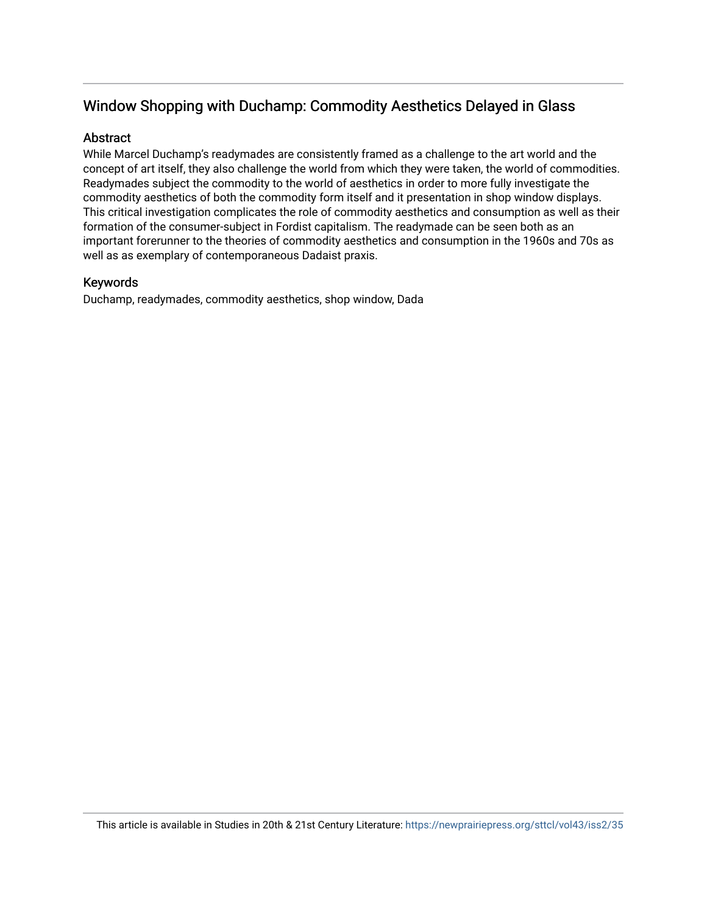## Window Shopping with Duchamp: Commodity Aesthetics Delayed in Glass

### Abstract

While Marcel Duchamp's readymades are consistently framed as a challenge to the art world and the concept of art itself, they also challenge the world from which they were taken, the world of commodities. Readymades subject the commodity to the world of aesthetics in order to more fully investigate the commodity aesthetics of both the commodity form itself and it presentation in shop window displays. This critical investigation complicates the role of commodity aesthetics and consumption as well as their formation of the consumer-subject in Fordist capitalism. The readymade can be seen both as an important forerunner to the theories of commodity aesthetics and consumption in the 1960s and 70s as well as as exemplary of contemporaneous Dadaist praxis.

### Keywords

Duchamp, readymades, commodity aesthetics, shop window, Dada

This article is available in Studies in 20th & 21st Century Literature: https://newprairiepress.org/sttcl/vol43/iss2/35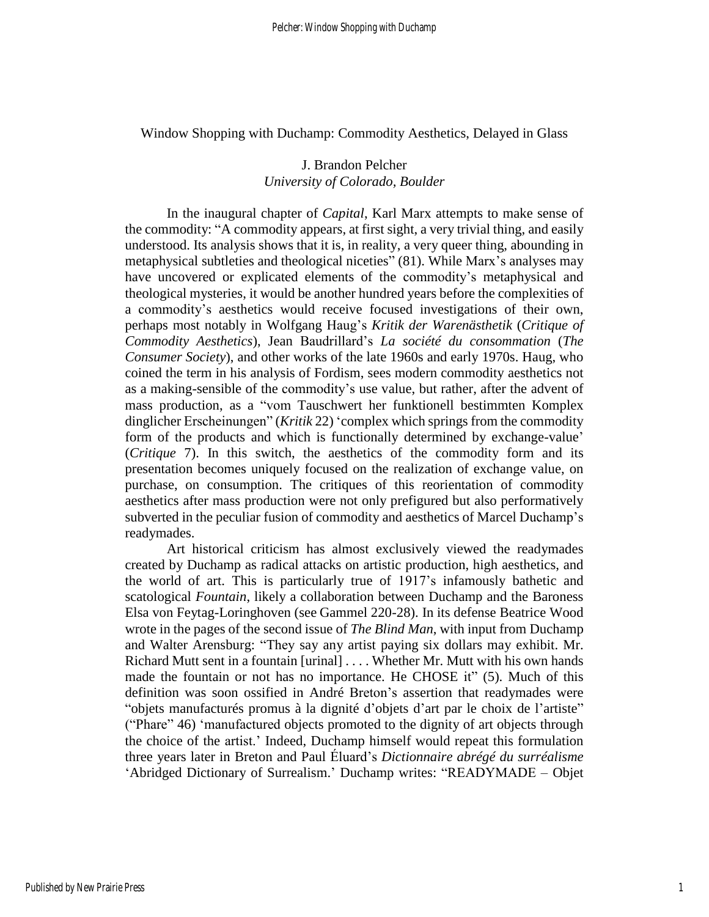Window Shopping with Duchamp: Commodity Aesthetics, Delayed in Glass

J. Brandon Pelcher
*University of Colorado, Boulder*

In the inaugural chapter of *Capital*, Karl Marx attempts to make sense of the commodity: "A commodity appears, at first sight, a very trivial thing, and easily understood. Its analysis shows that it is, in reality, a very queer thing, abounding in metaphysical subtleties and theological niceties" (81). While Marx's analyses may have uncovered or explicated elements of the commodity's metaphysical and theological mysteries, it would be another hundred years before the complexities of a commodity's aesthetics would receive focused investigations of their own, perhaps most notably in Wolfgang Haug's *Kritik der Warenästhetik* (*Critique of Commodity Aesthetics*), Jean Baudrillard's *La société du consommation* (*The Consumer Society*), and other works of the late 1960s and early 1970s. Haug, who coined the term in his analysis of Fordism, sees modern commodity aesthetics not as a making-sensible of the commodity's use value, but rather, after the advent of mass production, as a "vom Tauschwert her funktionell bestimmten Komplex dinglicher Erscheinungen" (*Kritik* 22) 'complex which springs from the commodity form of the products and which is functionally determined by exchange-value' (*Critique* 7). In this switch, the aesthetics of the commodity form and its presentation becomes uniquely focused on the realization of exchange value, on purchase, on consumption. The critiques of this reorientation of commodity aesthetics after mass production were not only prefigured but also performatively subverted in the peculiar fusion of commodity and aesthetics of Marcel Duchamp's readymades.

Art historical criticism has almost exclusively viewed the readymades created by Duchamp as radical attacks on artistic production, high aesthetics, and the world of art. This is particularly true of 1917's infamously bathetic and scatological *Fountain*, likely a collaboration between Duchamp and the Baroness Elsa von Feytag-Loringhoven (see Gammel 220-28). In its defense Beatrice Wood wrote in the pages of the second issue of *The Blind Man*, with input from Duchamp and Walter Arensburg: "They say any artist paying six dollars may exhibit. Mr. Richard Mutt sent in a fountain [urinal] . . . . Whether Mr. Mutt with his own hands made the fountain or not has no importance. He CHOSE it" (5). Much of this definition was soon ossified in André Breton's assertion that readymades were "objets manufacturés promus à la dignité d'objets d'art par le choix de l'artiste" ("Phare" 46) 'manufactured objects promoted to the dignity of art objects through the choice of the artist.' Indeed, Duchamp himself would repeat this formulation three years later in Breton and Paul Éluard's *Dictionnaire abrégé du surréalisme* 'Abridged Dictionary of Surrealism.' Duchamp writes: "READYMADE – Objet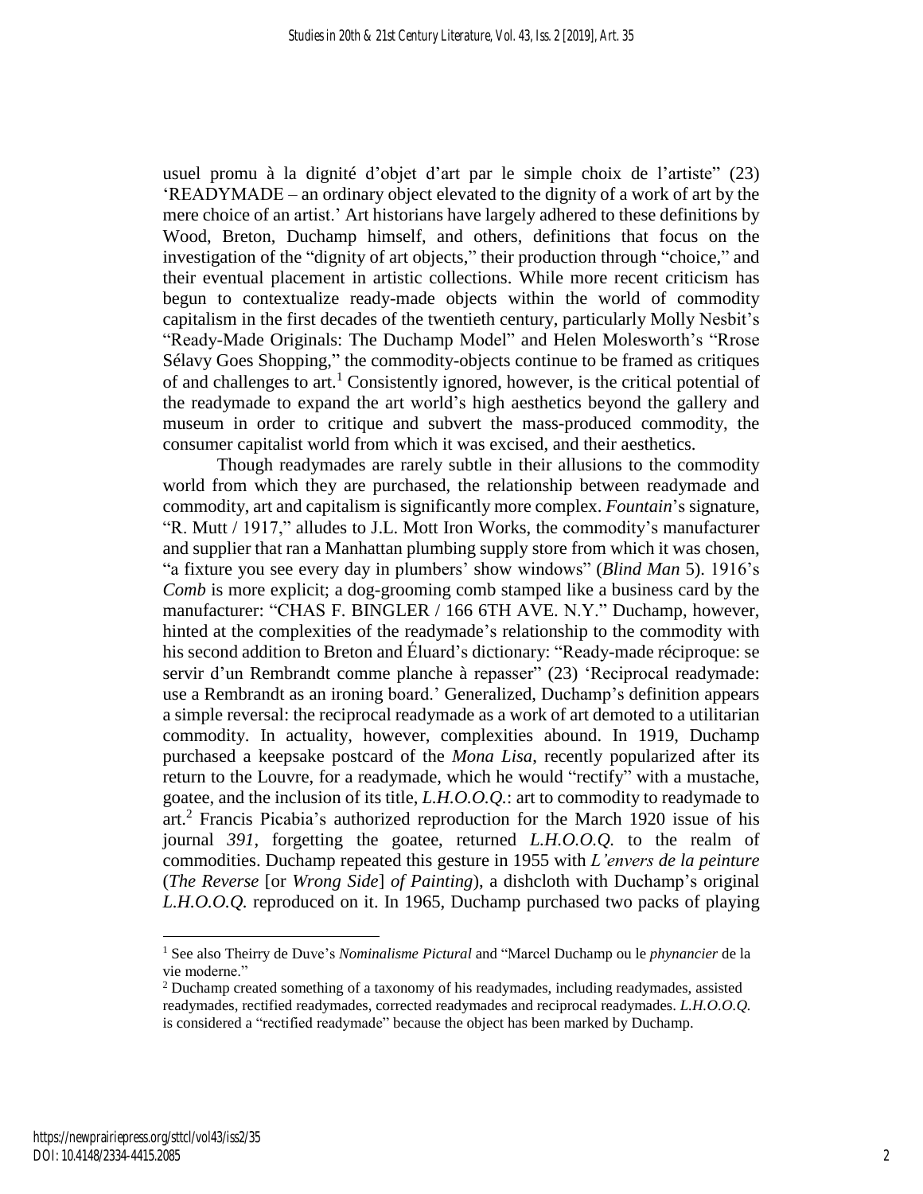usuel promu à la dignité d'objet d'art par le simple choix de l'artiste" (23) 'READYMADE – an ordinary object elevated to the dignity of a work of art by the mere choice of an artist.' Art historians have largely adhered to these definitions by Wood, Breton, Duchamp himself, and others, definitions that focus on the investigation of the "dignity of art objects," their production through "choice," and their eventual placement in artistic collections. While more recent criticism has begun to contextualize ready-made objects within the world of commodity capitalism in the first decades of the twentieth century, particularly Molly Nesbit's "Ready-Made Originals: The Duchamp Model" and Helen Molesworth's "Rrose Sélavy Goes Shopping," the commodity-objects continue to be framed as critiques of and challenges to art.[1] Consistently ignored, however, is the critical potential of the readymade to expand the art world's high aesthetics beyond the gallery and museum in order to critique and subvert the mass-produced commodity, the consumer capitalist world from which it was excised, and their aesthetics.

Though readymades are rarely subtle in their allusions to the commodity world from which they are purchased, the relationship between readymade and commodity, art and capitalism is significantly more complex. *Fountain*'s signature, "R. Mutt / 1917," alludes to J.L. Mott Iron Works, the commodity's manufacturer and supplier that ran a Manhattan plumbing supply store from which it was chosen, "a fixture you see every day in plumbers' show windows" (*Blind Man* 5). 1916's *Comb* is more explicit; a dog-grooming comb stamped like a business card by the manufacturer: "CHAS F. BINGLER / 166 6TH AVE. N.Y." Duchamp, however, hinted at the complexities of the readymade's relationship to the commodity with his second addition to Breton and Éluard's dictionary: "Ready-made réciproque: se servir d'un Rembrandt comme planche à repasser" (23) 'Reciprocal readymade: use a Rembrandt as an ironing board.' Generalized, Duchamp's definition appears a simple reversal: the reciprocal readymade as a work of art demoted to a utilitarian commodity. In actuality, however, complexities abound. In 1919, Duchamp purchased a keepsake postcard of the *Mona Lisa*, recently popularized after its return to the Louvre, for a readymade, which he would "rectify" with a mustache, goatee, and the inclusion of its title, *L.H.O.O.Q.*: art to commodity to readymade to art.[2] Francis Picabia's authorized reproduction for the March 1920 issue of his journal *391*, forgetting the goatee, returned *L.H.O.O.Q.* to the realm of commodities. Duchamp repeated this gesture in 1955 with *L'envers de la peinture* (*The Reverse* [or *Wrong Side*] *of Painting*), a dishcloth with Duchamp's original *L.H.O.O.Q.* reproduced on it. In 1965, Duchamp purchased two packs of playing

---

[1] See also Theirry de Duve's *Nominalisme Pictural* and "Marcel Duchamp ou le *phynancier* de la vie moderne."

[2] Duchamp created something of a taxonomy of his readymades, including readymades, assisted readymades, rectified readymades, corrected readymades and reciprocal readymades. *L.H.O.O.Q.* is considered a "rectified readymade" because the object has been marked by Duchamp.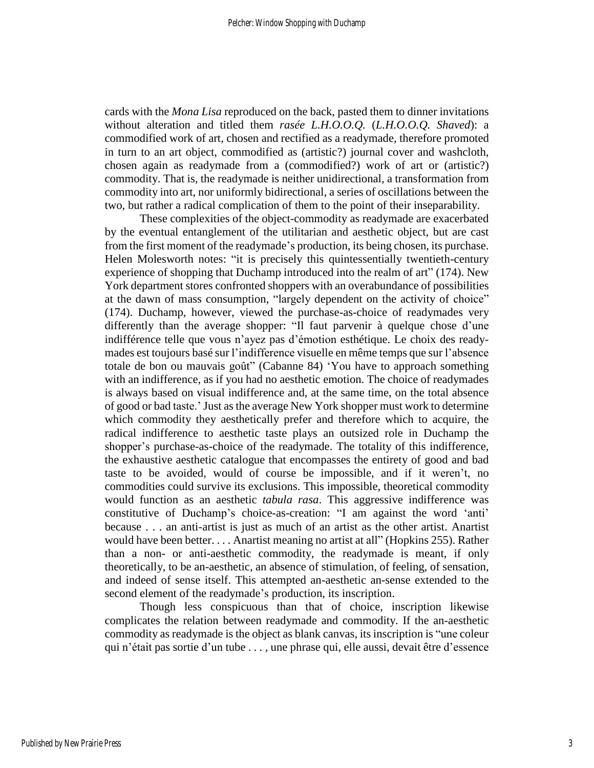cards with the *Mona Lisa* reproduced on the back, pasted them to dinner invitations without alteration and titled them *rasée L.H.O.O.Q.* (*L.H.O.O.Q. Shaved*): a commodified work of art, chosen and rectified as a readymade, therefore promoted in turn to an art object, commodified as (artistic?) journal cover and washcloth, chosen again as readymade from a (commodified?) work of art or (artistic?) commodity. That is, the readymade is neither unidirectional, a transformation from commodity into art, nor uniformly bidirectional, a series of oscillations between the two, but rather a radical complication of them to the point of their inseparability.

These complexities of the object-commodity as readymade are exacerbated by the eventual entanglement of the utilitarian and aesthetic object, but are cast from the first moment of the readymade's production, its being chosen, its purchase. Helen Molesworth notes: "it is precisely this quintessentially twentieth-century experience of shopping that Duchamp introduced into the realm of art" (174). New York department stores confronted shoppers with an overabundance of possibilities at the dawn of mass consumption, "largely dependent on the activity of choice" (174). Duchamp, however, viewed the purchase-as-choice of readymades very differently than the average shopper: "Il faut parvenir à quelque chose d'une indifférence telle que vous n'ayez pas d'émotion esthétique. Le choix des ready-mades est toujours basé sur l'indifference visuelle en même temps que sur l'absence totale de bon ou mauvais goût" (Cabanne 84) 'You have to approach something with an indifference, as if you had no aesthetic emotion. The choice of readymades is always based on visual indifference and, at the same time, on the total absence of good or bad taste.' Just as the average New York shopper must work to determine which commodity they aesthetically prefer and therefore which to acquire, the radical indifference to aesthetic taste plays an outsized role in Duchamp the shopper's purchase-as-choice of the readymade. The totality of this indifference, the exhaustive aesthetic catalogue that encompasses the entirety of good and bad taste to be avoided, would of course be impossible, and if it weren't, no commodities could survive its exclusions. This impossible, theoretical commodity would function as an aesthetic *tabula rasa*. This aggressive indifference was constitutive of Duchamp's choice-as-creation: "I am against the word 'anti' because . . . an anti-artist is just as much of an artist as the other artist. Anartist would have been better. . . . Anartist meaning no artist at all" (Hopkins 255). Rather than a non- or anti-aesthetic commodity, the readymade is meant, if only theoretically, to be an-aesthetic, an absence of stimulation, of feeling, of sensation, and indeed of sense itself. This attempted an-aesthetic an-sense extended to the second element of the readymade's production, its inscription.

Though less conspicuous than that of choice, inscription likewise complicates the relation between readymade and commodity. If the an-aesthetic commodity as readymade is the object as blank canvas, its inscription is "une coleur qui n'était pas sortie d'un tube . . . , une phrase qui, elle aussi, devait être d'essence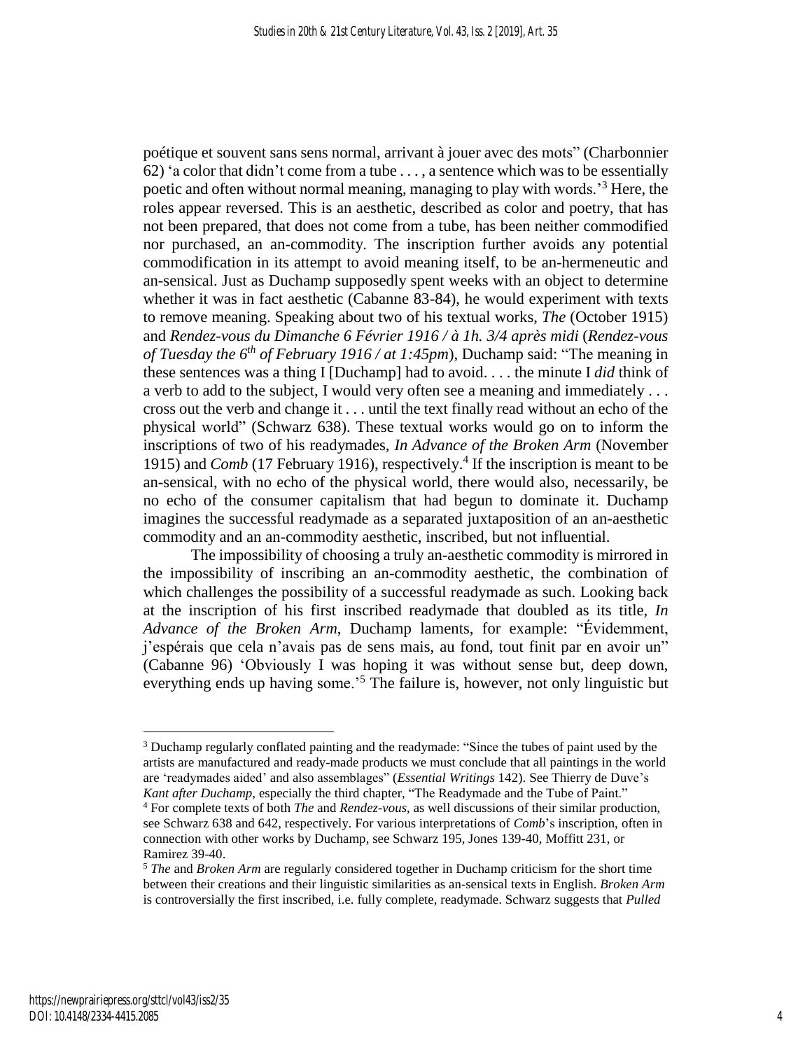poétique et souvent sans sens normal, arrivant à jouer avec des mots" (Charbonnier 62) 'a color that didn't come from a tube . . . , a sentence which was to be essentially poetic and often without normal meaning, managing to play with words.'[3] Here, the roles appear reversed. This is an aesthetic, described as color and poetry, that has not been prepared, that does not come from a tube, has been neither commodified nor purchased, an an-commodity. The inscription further avoids any potential commodification in its attempt to avoid meaning itself, to be an-hermeneutic and an-sensical. Just as Duchamp supposedly spent weeks with an object to determine whether it was in fact aesthetic (Cabanne 83-84), he would experiment with texts to remove meaning. Speaking about two of his textual works, *The* (October 1915) and *Rendez-vous du Dimanche 6 Février 1916 / à 1h. 3/4 après midi* (*Rendez-vous of Tuesday the 6th of February 1916 / at 1:45pm*), Duchamp said: "The meaning in these sentences was a thing I [Duchamp] had to avoid. . . . the minute I *did* think of a verb to add to the subject, I would very often see a meaning and immediately . . . cross out the verb and change it . . . until the text finally read without an echo of the physical world" (Schwarz 638). These textual works would go on to inform the inscriptions of two of his readymades, *In Advance of the Broken Arm* (November 1915) and *Comb* (17 February 1916), respectively.[4] If the inscription is meant to be an-sensical, with no echo of the physical world, there would also, necessarily, be no echo of the consumer capitalism that had begun to dominate it. Duchamp imagines the successful readymade as a separated juxtaposition of an an-aesthetic commodity and an an-commodity aesthetic, inscribed, but not influential.

The impossibility of choosing a truly an-aesthetic commodity is mirrored in the impossibility of inscribing an an-commodity aesthetic, the combination of which challenges the possibility of a successful readymade as such. Looking back at the inscription of his first inscribed readymade that doubled as its title, *In Advance of the Broken Arm*, Duchamp laments, for example: "Évidemment, j'espérais que cela n'avais pas de sens mais, au fond, tout finit par en avoir un" (Cabanne 96) 'Obviously I was hoping it was without sense but, deep down, everything ends up having some.'[5] The failure is, however, not only linguistic but

---

[3] Duchamp regularly conflated painting and the readymade: "Since the tubes of paint used by the artists are manufactured and ready-made products we must conclude that all paintings in the world are 'readymades aided' and also assemblages" (*Essential Writings* 142). See Thierry de Duve's *Kant after Duchamp*, especially the third chapter, "The Readymade and the Tube of Paint."

[4] For complete texts of both *The* and *Rendez-vous*, as well discussions of their similar production, see Schwarz 638 and 642, respectively. For various interpretations of *Comb*'s inscription, often in connection with other works by Duchamp, see Schwarz 195, Jones 139-40, Moffitt 231, or Ramirez 39-40.

[5] *The* and *Broken Arm* are regularly considered together in Duchamp criticism for the short time between their creations and their linguistic similarities as an-sensical texts in English. *Broken Arm* is controversially the first inscribed, i.e. fully complete, readymade. Schwarz suggests that *Pulled*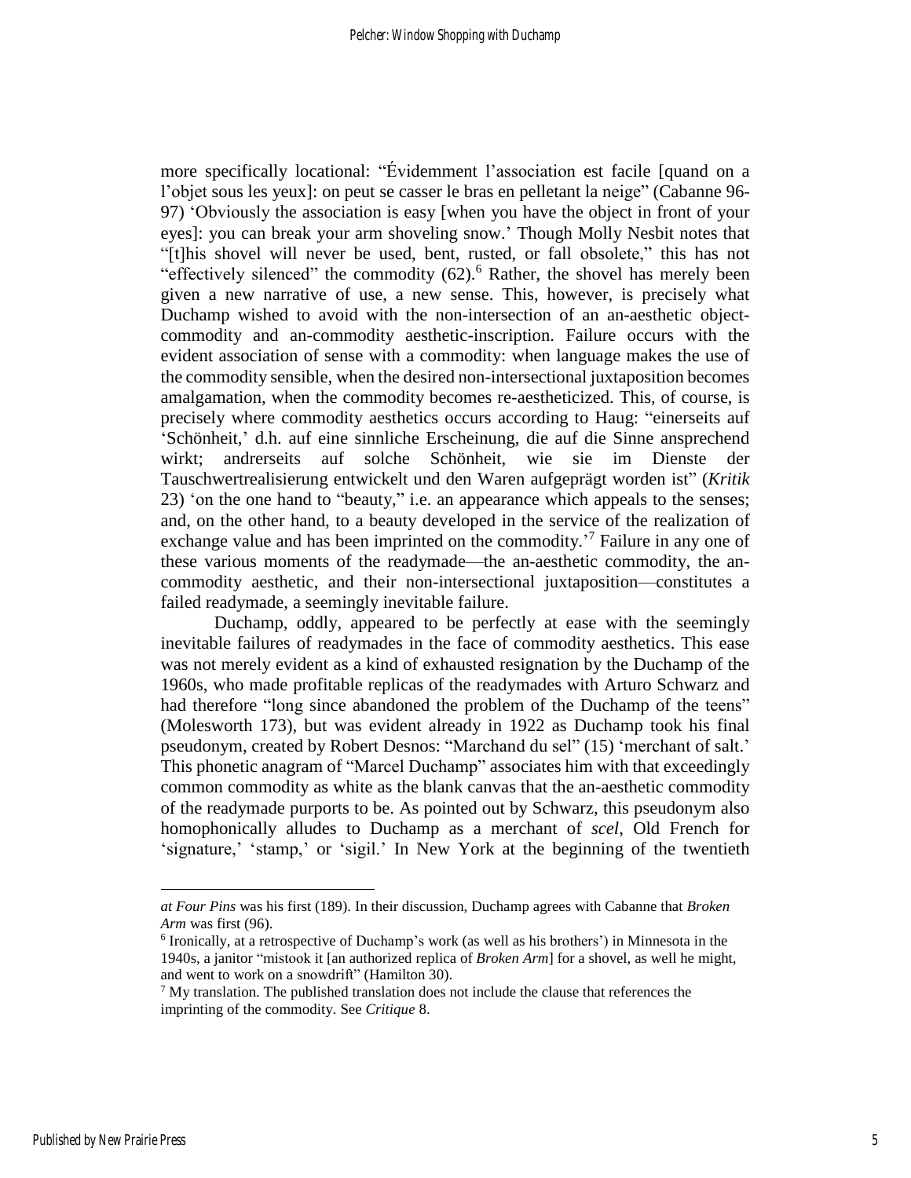more specifically locational: "Évidemment l'association est facile [quand on a l'objet sous les yeux]: on peut se casser le bras en pelletant la neige" (Cabanne 96-97) 'Obviously the association is easy [when you have the object in front of your eyes]: you can break your arm shoveling snow.' Though Molly Nesbit notes that "[t]his shovel will never be used, bent, rusted, or fall obsolete," this has not "effectively silenced" the commodity (62).[6] Rather, the shovel has merely been given a new narrative of use, a new sense. This, however, is precisely what Duchamp wished to avoid with the non-intersection of an an-aesthetic object-commodity and an-commodity aesthetic-inscription. Failure occurs with the evident association of sense with a commodity: when language makes the use of the commodity sensible, when the desired non-intersectional juxtaposition becomes amalgamation, when the commodity becomes re-aestheticized. This, of course, is precisely where commodity aesthetics occurs according to Haug: "einerseits auf 'Schönheit,' d.h. auf eine sinnliche Erscheinung, die auf die Sinne ansprechend wirkt; andrerseits auf solche Schönheit, wie sie im Dienste der Tauschwertrealisierung entwickelt und den Waren aufgeprägt worden ist" (*Kritik* 23) 'on the one hand to "beauty," i.e. an appearance which appeals to the senses; and, on the other hand, to a beauty developed in the service of the realization of exchange value and has been imprinted on the commodity.'[7] Failure in any one of these various moments of the readymade—the an-aesthetic commodity, the an-commodity aesthetic, and their non-intersectional juxtaposition—constitutes a failed readymade, a seemingly inevitable failure.

Duchamp, oddly, appeared to be perfectly at ease with the seemingly inevitable failures of readymades in the face of commodity aesthetics. This ease was not merely evident as a kind of exhausted resignation by the Duchamp of the 1960s, who made profitable replicas of the readymades with Arturo Schwarz and had therefore "long since abandoned the problem of the Duchamp of the teens" (Molesworth 173), but was evident already in 1922 as Duchamp took his final pseudonym, created by Robert Desnos: "Marchand du sel" (15) 'merchant of salt.' This phonetic anagram of "Marcel Duchamp" associates him with that exceedingly common commodity as white as the blank canvas that the an-aesthetic commodity of the readymade purports to be. As pointed out by Schwarz, this pseudonym also homophonically alludes to Duchamp as a merchant of *scel*, Old French for 'signature,' 'stamp,' or 'sigil.' In New York at the beginning of the twentieth

---

*at Four Pins* was his first (189). In their discussion, Duchamp agrees with Cabanne that *Broken Arm* was first (96).

[6] Ironically, at a retrospective of Duchamp's work (as well as his brothers') in Minnesota in the 1940s, a janitor "mistook it [an authorized replica of *Broken Arm*] for a shovel, as well he might, and went to work on a snowdrift" (Hamilton 30).

[7] My translation. The published translation does not include the clause that references the imprinting of the commodity. See *Critique* 8.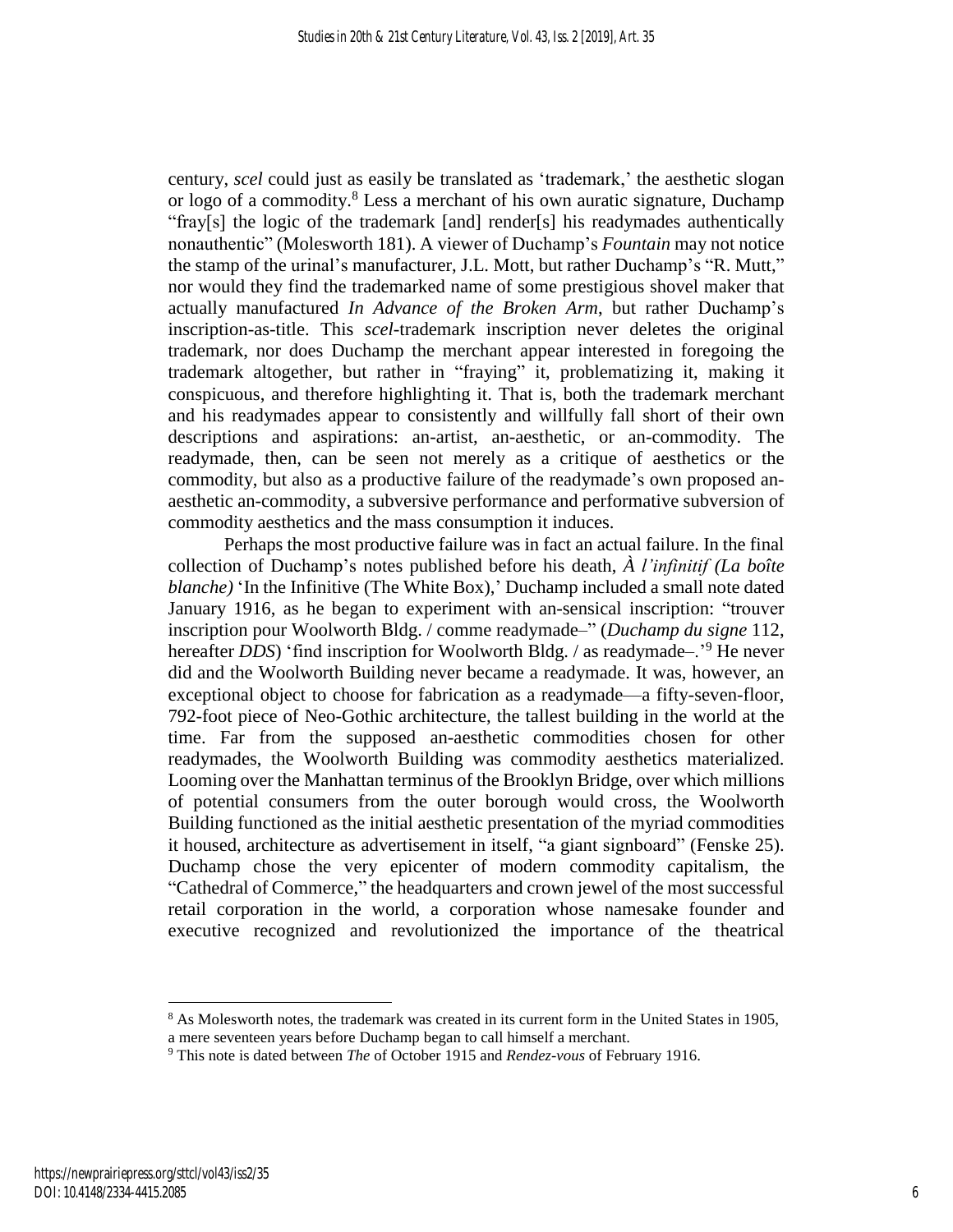century, *scel* could just as easily be translated as 'trademark,' the aesthetic slogan or logo of a commodity.[8] Less a merchant of his own auratic signature, Duchamp "fray[s] the logic of the trademark [and] render[s] his readymades authentically nonauthentic" (Molesworth 181). A viewer of Duchamp's *Fountain* may not notice the stamp of the urinal's manufacturer, J.L. Mott, but rather Duchamp's "R. Mutt," nor would they find the trademarked name of some prestigious shovel maker that actually manufactured *In Advance of the Broken Arm*, but rather Duchamp's inscription-as-title. This *scel*-trademark inscription never deletes the original trademark, nor does Duchamp the merchant appear interested in foregoing the trademark altogether, but rather in "fraying" it, problematizing it, making it conspicuous, and therefore highlighting it. That is, both the trademark merchant and his readymades appear to consistently and willfully fall short of their own descriptions and aspirations: an-artist, an-aesthetic, or an-commodity. The readymade, then, can be seen not merely as a critique of aesthetics or the commodity, but also as a productive failure of the readymade's own proposed an-aesthetic an-commodity, a subversive performance and performative subversion of commodity aesthetics and the mass consumption it induces.

Perhaps the most productive failure was in fact an actual failure. In the final collection of Duchamp's notes published before his death, *À l'infinitif (La boîte blanche)* 'In the Infinitive (The White Box),' Duchamp included a small note dated January 1916, as he began to experiment with an-sensical inscription: "trouver inscription pour Woolworth Bldg. / comme readymade–" (*Duchamp du signe* 112, hereafter *DDS*) 'find inscription for Woolworth Bldg. / as readymade–.'[9] He never did and the Woolworth Building never became a readymade. It was, however, an exceptional object to choose for fabrication as a readymade—a fifty-seven-floor, 792-foot piece of Neo-Gothic architecture, the tallest building in the world at the time. Far from the supposed an-aesthetic commodities chosen for other readymades, the Woolworth Building was commodity aesthetics materialized. Looming over the Manhattan terminus of the Brooklyn Bridge, over which millions of potential consumers from the outer borough would cross, the Woolworth Building functioned as the initial aesthetic presentation of the myriad commodities it housed, architecture as advertisement in itself, "a giant signboard" (Fenske 25). Duchamp chose the very epicenter of modern commodity capitalism, the "Cathedral of Commerce," the headquarters and crown jewel of the most successful retail corporation in the world, a corporation whose namesake founder and executive recognized and revolutionized the importance of the theatrical

[8] As Molesworth notes, the trademark was created in its current form in the United States in 1905, a mere seventeen years before Duchamp began to call himself a merchant.

[9] This note is dated between *The* of October 1915 and *Rendez-vous* of February 1916.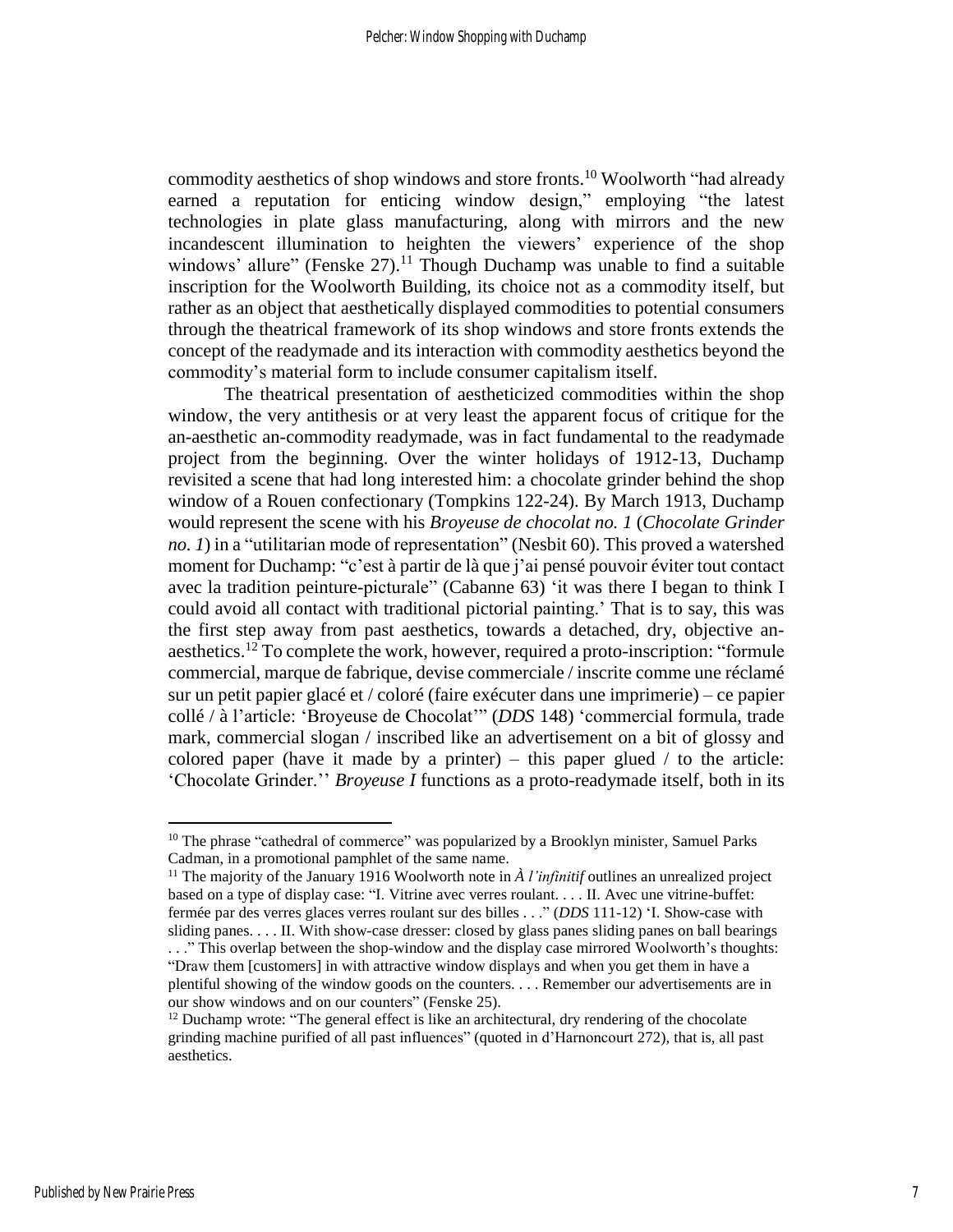commodity aesthetics of shop windows and store fronts.[10] Woolworth "had already earned a reputation for enticing window design," employing "the latest technologies in plate glass manufacturing, along with mirrors and the new incandescent illumination to heighten the viewers' experience of the shop windows' allure" (Fenske 27).[11] Though Duchamp was unable to find a suitable inscription for the Woolworth Building, its choice not as a commodity itself, but rather as an object that aesthetically displayed commodities to potential consumers through the theatrical framework of its shop windows and store fronts extends the concept of the readymade and its interaction with commodity aesthetics beyond the commodity's material form to include consumer capitalism itself.

The theatrical presentation of aestheticized commodities within the shop window, the very antithesis or at very least the apparent focus of critique for the an-aesthetic an-commodity readymade, was in fact fundamental to the readymade project from the beginning. Over the winter holidays of 1912-13, Duchamp revisited a scene that had long interested him: a chocolate grinder behind the shop window of a Rouen confectionary (Tompkins 122-24). By March 1913, Duchamp would represent the scene with his *Broyeuse de chocolat no. 1* (*Chocolate Grinder no. 1*) in a "utilitarian mode of representation" (Nesbit 60). This proved a watershed moment for Duchamp: "c'est à partir de là que j'ai pensé pouvoir éviter tout contact avec la tradition peinture-picturale" (Cabanne 63) 'it was there I began to think I could avoid all contact with traditional pictorial painting.' That is to say, this was the first step away from past aesthetics, towards a detached, dry, objective an-aesthetics.[12] To complete the work, however, required a proto-inscription: "formule commercial, marque de fabrique, devise commerciale / inscrite comme une réclamé sur un petit papier glacé et / coloré (faire exécuter dans une imprimerie) – ce papier collé / à l'article: 'Broyeuse de Chocolat'" (*DDS* 148) 'commercial formula, trade mark, commercial slogan / inscribed like an advertisement on a bit of glossy and colored paper (have it made by a printer) – this paper glued / to the article: 'Chocolate Grinder.'' *Broyeuse I* functions as a proto-readymade itself, both in its

---

[10] The phrase "cathedral of commerce" was popularized by a Brooklyn minister, Samuel Parks Cadman, in a promotional pamphlet of the same name.

[11] The majority of the January 1916 Woolworth note in *À l'infinitif* outlines an unrealized project based on a type of display case: "I. Vitrine avec verres roulant. . . . II. Avec une vitrine-buffet: fermée par des verres glaces verres roulant sur des billes . . ." (*DDS* 111-12) 'I. Show-case with sliding panes. . . . II. With show-case dresser: closed by glass panes sliding panes on ball bearings . . ." This overlap between the shop-window and the display case mirrored Woolworth's thoughts: "Draw them [customers] in with attractive window displays and when you get them in have a plentiful showing of the window goods on the counters. . . . Remember our advertisements are in our show windows and on our counters" (Fenske 25).

[12] Duchamp wrote: "The general effect is like an architectural, dry rendering of the chocolate grinding machine purified of all past influences" (quoted in d'Harnoncourt 272), that is, all past aesthetics.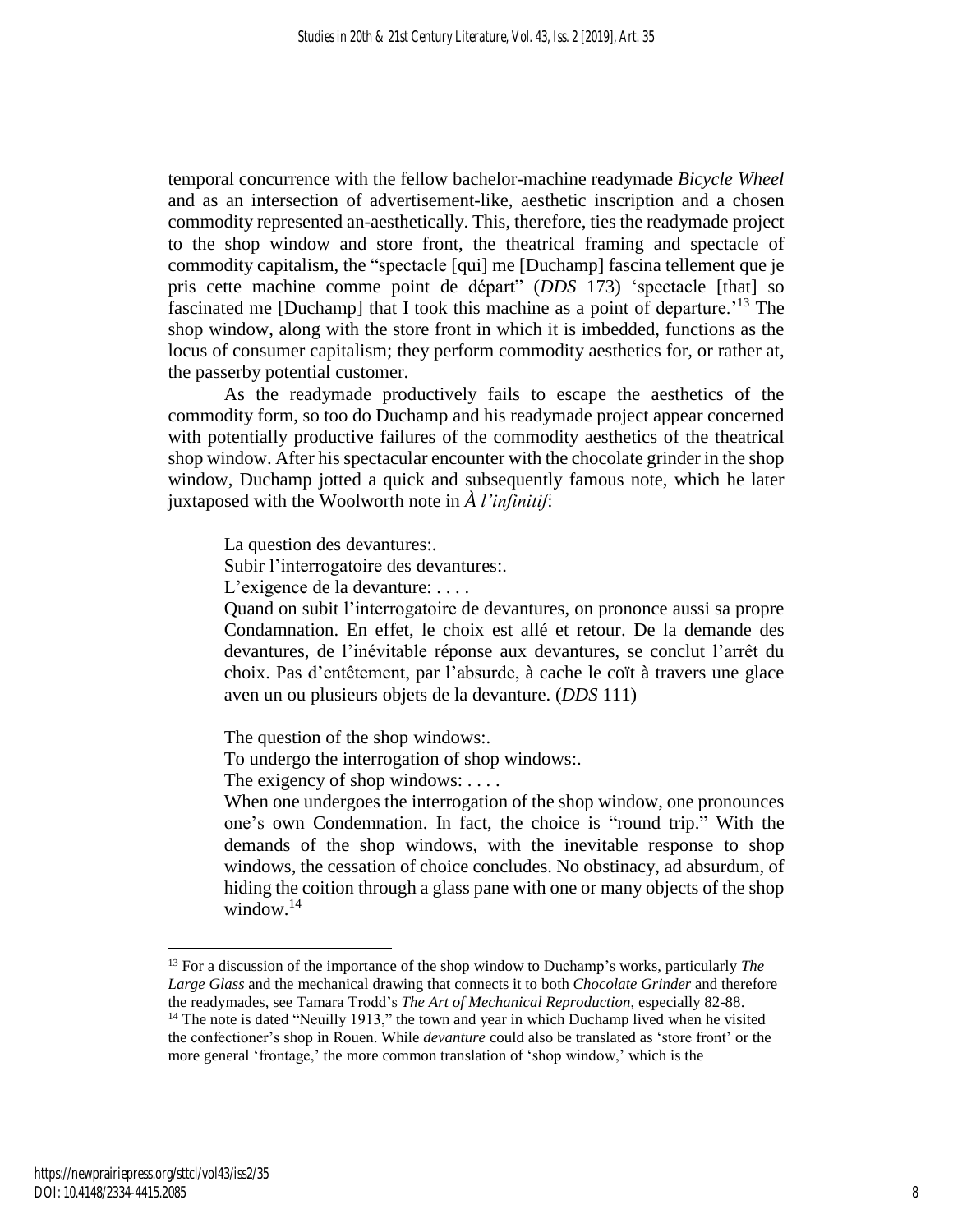temporal concurrence with the fellow bachelor-machine readymade *Bicycle Wheel* and as an intersection of advertisement-like, aesthetic inscription and a chosen commodity represented an-aesthetically. This, therefore, ties the readymade project to the shop window and store front, the theatrical framing and spectacle of commodity capitalism, the "spectacle [qui] me [Duchamp] fascina tellement que je pris cette machine comme point de départ" (*DDS* 173) 'spectacle [that] so fascinated me [Duchamp] that I took this machine as a point of departure.'[13] The shop window, along with the store front in which it is imbedded, functions as the locus of consumer capitalism; they perform commodity aesthetics for, or rather at, the passerby potential customer.

As the readymade productively fails to escape the aesthetics of the commodity form, so too do Duchamp and his readymade project appear concerned with potentially productive failures of the commodity aesthetics of the theatrical shop window. After his spectacular encounter with the chocolate grinder in the shop window, Duchamp jotted a quick and subsequently famous note, which he later juxtaposed with the Woolworth note in *À l'infinitif*:

> La question des devantures:.
> Subir l'interrogatoire des devantures:.
> L'exigence de la devanture: . . . .
> Quand on subit l'interrogatoire de devantures, on prononce aussi sa propre Condamnation. En effet, le choix est allé et retour. De la demande des devantures, de l'inévitable réponse aux devantures, se conclut l'arrêt du choix. Pas d'entêtement, par l'absurde, à cache le coït à travers une glace aven un ou plusieurs objets de la devanture. (*DDS* 111)

> The question of the shop windows:.
> To undergo the interrogation of shop windows:.
> The exigency of shop windows: . . . .
> When one undergoes the interrogation of the shop window, one pronounces one's own Condemnation. In fact, the choice is "round trip." With the demands of the shop windows, with the inevitable response to shop windows, the cessation of choice concludes. No obstinacy, ad absurdum, of hiding the coition through a glass pane with one or many objects of the shop window.[14]

---

[13] For a discussion of the importance of the shop window to Duchamp's works, particularly *The Large Glass* and the mechanical drawing that connects it to both *Chocolate Grinder* and therefore the readymades, see Tamara Trodd's *The Art of Mechanical Reproduction*, especially 82-88.

[14] The note is dated "Neuilly 1913," the town and year in which Duchamp lived when he visited the confectioner's shop in Rouen. While *devanture* could also be translated as 'store front' or the more general 'frontage,' the more common translation of 'shop window,' which is the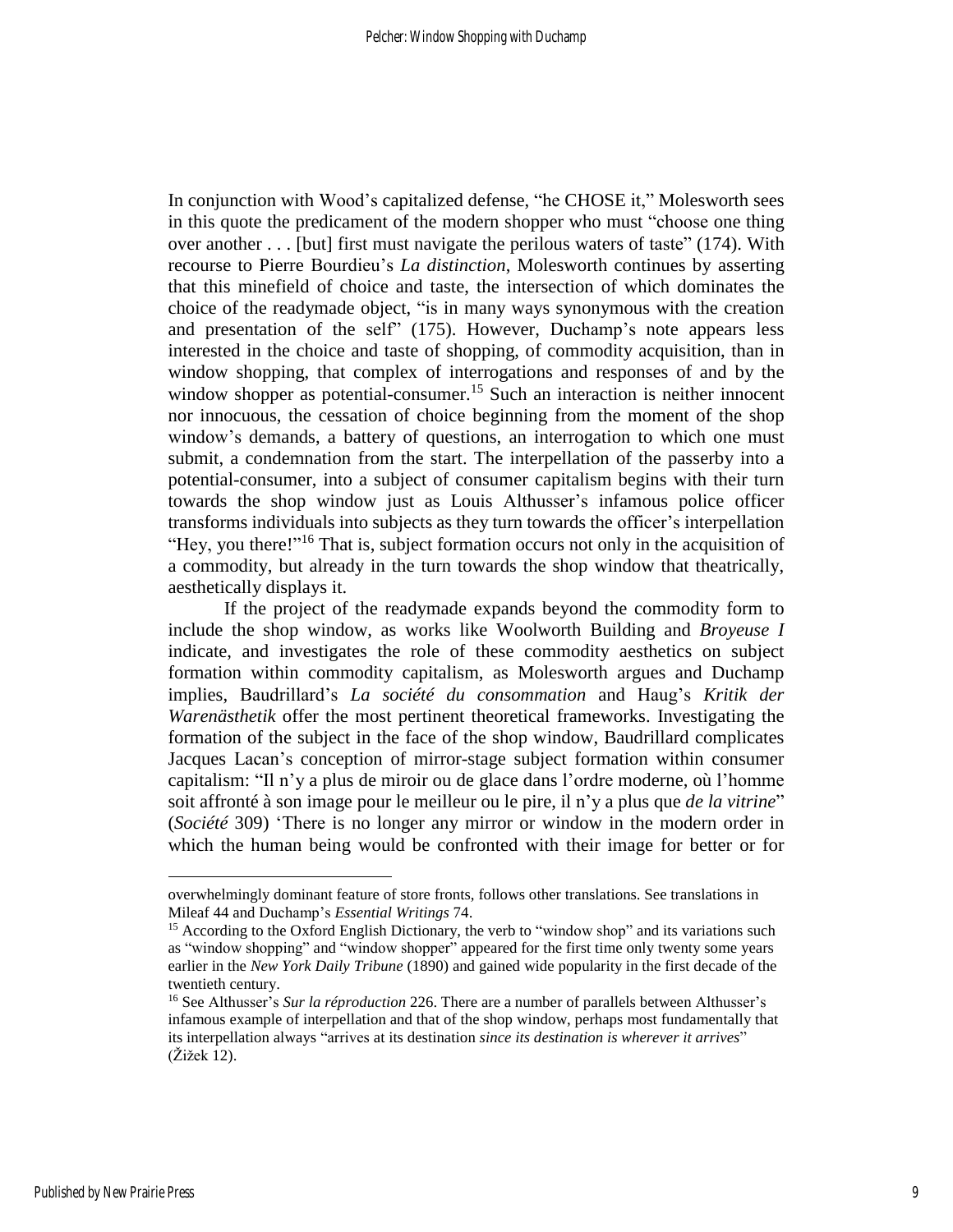In conjunction with Wood's capitalized defense, "he CHOSE it," Molesworth sees in this quote the predicament of the modern shopper who must "choose one thing over another . . . [but] first must navigate the perilous waters of taste" (174). With recourse to Pierre Bourdieu's *La distinction*, Molesworth continues by asserting that this minefield of choice and taste, the intersection of which dominates the choice of the readymade object, "is in many ways synonymous with the creation and presentation of the self" (175). However, Duchamp's note appears less interested in the choice and taste of shopping, of commodity acquisition, than in window shopping, that complex of interrogations and responses of and by the window shopper as potential-consumer.[15] Such an interaction is neither innocent nor innocuous, the cessation of choice beginning from the moment of the shop window's demands, a battery of questions, an interrogation to which one must submit, a condemnation from the start. The interpellation of the passerby into a potential-consumer, into a subject of consumer capitalism begins with their turn towards the shop window just as Louis Althusser's infamous police officer transforms individuals into subjects as they turn towards the officer's interpellation "Hey, you there!"[16] That is, subject formation occurs not only in the acquisition of a commodity, but already in the turn towards the shop window that theatrically, aesthetically displays it.

If the project of the readymade expands beyond the commodity form to include the shop window, as works like Woolworth Building and *Broyeuse I* indicate, and investigates the role of these commodity aesthetics on subject formation within commodity capitalism, as Molesworth argues and Duchamp implies, Baudrillard's *La société du consommation* and Haug's *Kritik der Warenästhetik* offer the most pertinent theoretical frameworks. Investigating the formation of the subject in the face of the shop window, Baudrillard complicates Jacques Lacan's conception of mirror-stage subject formation within consumer capitalism: "Il n'y a plus de miroir ou de glace dans l'ordre moderne, où l'homme soit affronté à son image pour le meilleur ou le pire, il n'y a plus que *de la vitrine*" (*Société* 309) 'There is no longer any mirror or window in the modern order in which the human being would be confronted with their image for better or for

---

overwhelmingly dominant feature of store fronts, follows other translations. See translations in Mileaf 44 and Duchamp's *Essential Writings* 74.

[15] According to the Oxford English Dictionary, the verb to "window shop" and its variations such as "window shopping" and "window shopper" appeared for the first time only twenty some years earlier in the *New York Daily Tribune* (1890) and gained wide popularity in the first decade of the twentieth century.

[16] See Althusser's *Sur la réproduction* 226. There are a number of parallels between Althusser's infamous example of interpellation and that of the shop window, perhaps most fundamentally that its interpellation always "arrives at its destination *since its destination is wherever it arrives*" (Žižek 12).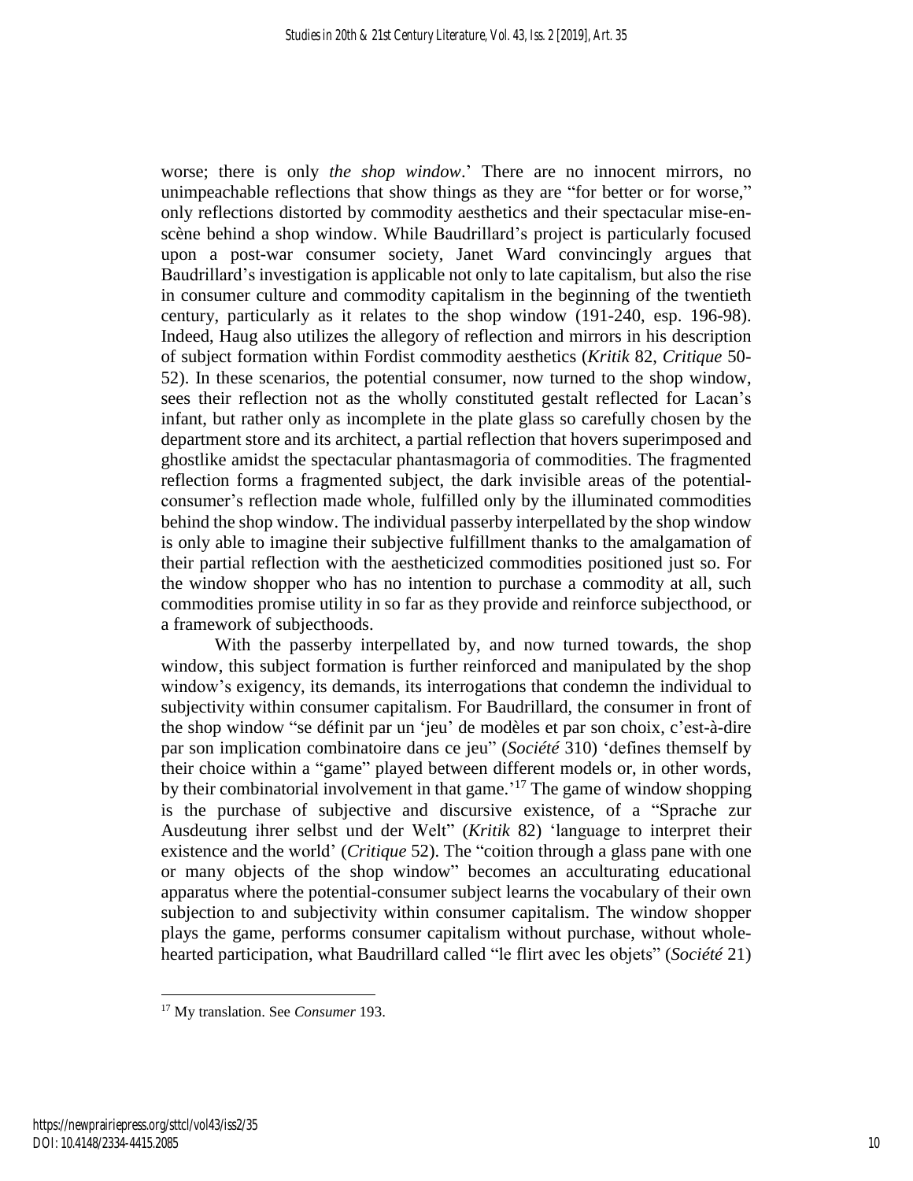worse; there is only *the shop window*.' There are no innocent mirrors, no unimpeachable reflections that show things as they are "for better or for worse," only reflections distorted by commodity aesthetics and their spectacular mise-en-scène behind a shop window. While Baudrillard's project is particularly focused upon a post-war consumer society, Janet Ward convincingly argues that Baudrillard's investigation is applicable not only to late capitalism, but also the rise in consumer culture and commodity capitalism in the beginning of the twentieth century, particularly as it relates to the shop window (191-240, esp. 196-98). Indeed, Haug also utilizes the allegory of reflection and mirrors in his description of subject formation within Fordist commodity aesthetics (*Kritik* 82, *Critique* 50-52). In these scenarios, the potential consumer, now turned to the shop window, sees their reflection not as the wholly constituted gestalt reflected for Lacan's infant, but rather only as incomplete in the plate glass so carefully chosen by the department store and its architect, a partial reflection that hovers superimposed and ghostlike amidst the spectacular phantasmagoria of commodities. The fragmented reflection forms a fragmented subject, the dark invisible areas of the potential-consumer's reflection made whole, fulfilled only by the illuminated commodities behind the shop window. The individual passerby interpellated by the shop window is only able to imagine their subjective fulfillment thanks to the amalgamation of their partial reflection with the aestheticized commodities positioned just so. For the window shopper who has no intention to purchase a commodity at all, such commodities promise utility in so far as they provide and reinforce subjecthood, or a framework of subjecthoods.

With the passerby interpellated by, and now turned towards, the shop window, this subject formation is further reinforced and manipulated by the shop window's exigency, its demands, its interrogations that condemn the individual to subjectivity within consumer capitalism. For Baudrillard, the consumer in front of the shop window "se définit par un 'jeu' de modèles et par son choix, c'est-à-dire par son implication combinatoire dans ce jeu" (*Société* 310) 'defines themself by their choice within a "game" played between different models or, in other words, by their combinatorial involvement in that game.'[17] The game of window shopping is the purchase of subjective and discursive existence, of a "Sprache zur Ausdeutung ihrer selbst und der Welt" (*Kritik* 82) 'language to interpret their existence and the world' (*Critique* 52). The "coition through a glass pane with one or many objects of the shop window" becomes an acculturating educational apparatus where the potential-consumer subject learns the vocabulary of their own subjection to and subjectivity within consumer capitalism. The window shopper plays the game, performs consumer capitalism without purchase, without whole-hearted participation, what Baudrillard called "le flirt avec les objets" (*Société* 21)

---

[17] My translation. See *Consumer* 193.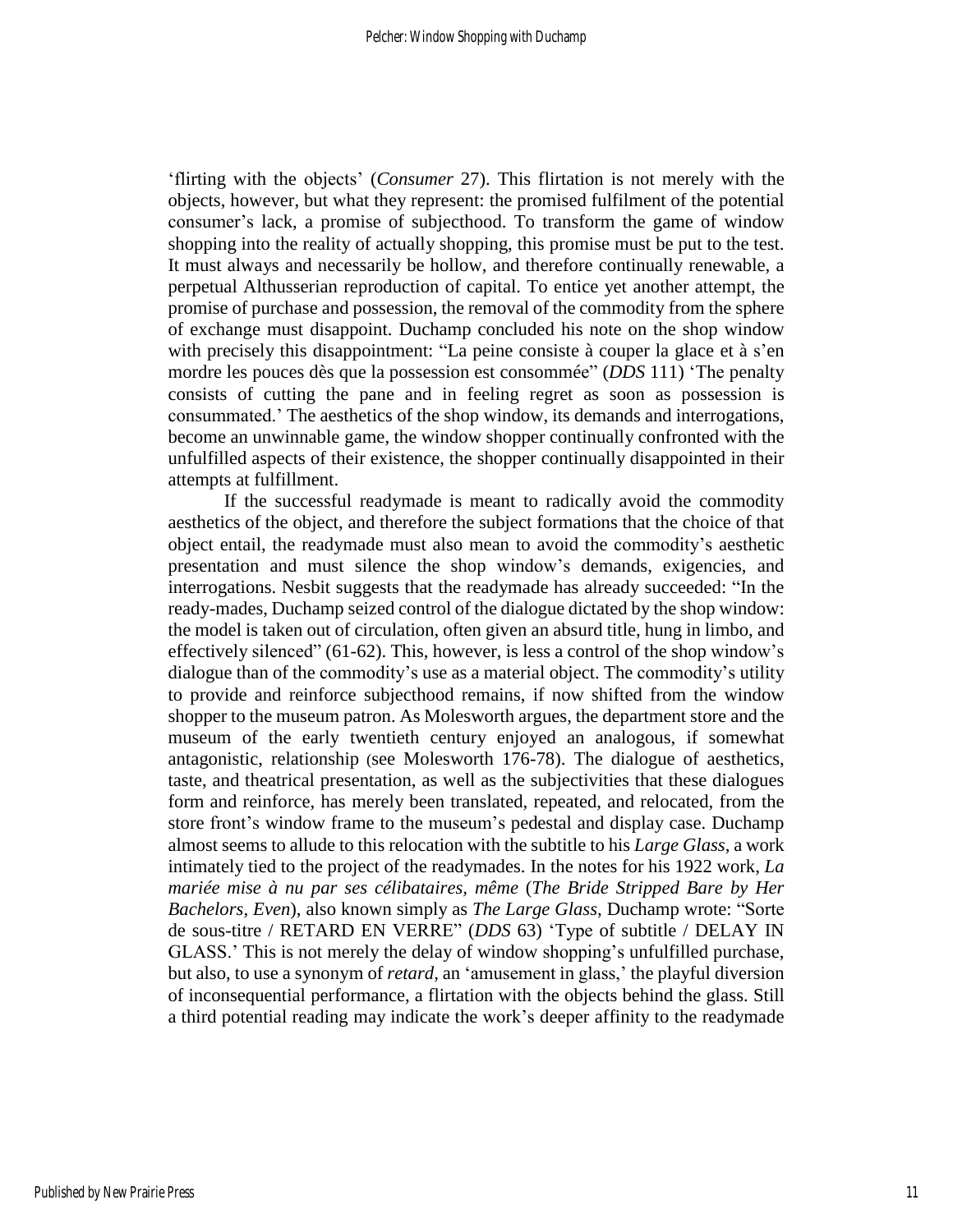'flirting with the objects' (*Consumer* 27). This flirtation is not merely with the objects, however, but what they represent: the promised fulfilment of the potential consumer's lack, a promise of subjecthood. To transform the game of window shopping into the reality of actually shopping, this promise must be put to the test. It must always and necessarily be hollow, and therefore continually renewable, a perpetual Althusserian reproduction of capital. To entice yet another attempt, the promise of purchase and possession, the removal of the commodity from the sphere of exchange must disappoint. Duchamp concluded his note on the shop window with precisely this disappointment: "La peine consiste à couper la glace et à s'en mordre les pouces dès que la possession est consommée" (*DDS* 111) 'The penalty consists of cutting the pane and in feeling regret as soon as possession is consummated.' The aesthetics of the shop window, its demands and interrogations, become an unwinnable game, the window shopper continually confronted with the unfulfilled aspects of their existence, the shopper continually disappointed in their attempts at fulfillment.

If the successful readymade is meant to radically avoid the commodity aesthetics of the object, and therefore the subject formations that the choice of that object entail, the readymade must also mean to avoid the commodity's aesthetic presentation and must silence the shop window's demands, exigencies, and interrogations. Nesbit suggests that the readymade has already succeeded: "In the ready-mades, Duchamp seized control of the dialogue dictated by the shop window: the model is taken out of circulation, often given an absurd title, hung in limbo, and effectively silenced" (61-62). This, however, is less a control of the shop window's dialogue than of the commodity's use as a material object. The commodity's utility to provide and reinforce subjecthood remains, if now shifted from the window shopper to the museum patron. As Molesworth argues, the department store and the museum of the early twentieth century enjoyed an analogous, if somewhat antagonistic, relationship (see Molesworth 176-78). The dialogue of aesthetics, taste, and theatrical presentation, as well as the subjectivities that these dialogues form and reinforce, has merely been translated, repeated, and relocated, from the store front's window frame to the museum's pedestal and display case. Duchamp almost seems to allude to this relocation with the subtitle to his *Large Glass*, a work intimately tied to the project of the readymades. In the notes for his 1922 work, *La mariée mise à nu par ses célibataires, même* (*The Bride Stripped Bare by Her Bachelors, Even*), also known simply as *The Large Glass*, Duchamp wrote: "Sorte de sous-titre / RETARD EN VERRE" (*DDS* 63) 'Type of subtitle / DELAY IN GLASS.' This is not merely the delay of window shopping's unfulfilled purchase, but also, to use a synonym of *retard*, an 'amusement in glass,' the playful diversion of inconsequential performance, a flirtation with the objects behind the glass. Still a third potential reading may indicate the work's deeper affinity to the readymade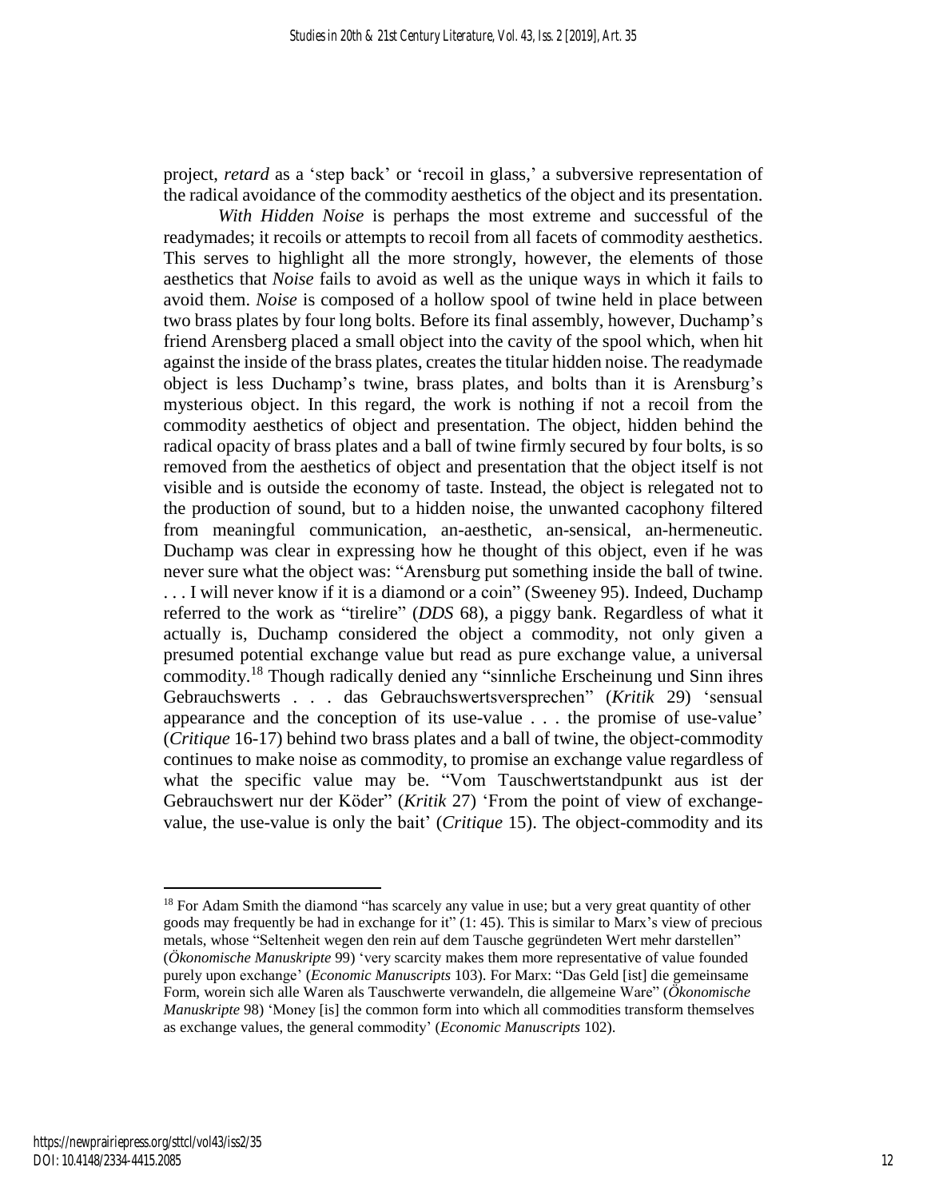project, *retard* as a 'step back' or 'recoil in glass,' a subversive representation of the radical avoidance of the commodity aesthetics of the object and its presentation.

*With Hidden Noise* is perhaps the most extreme and successful of the readymades; it recoils or attempts to recoil from all facets of commodity aesthetics. This serves to highlight all the more strongly, however, the elements of those aesthetics that *Noise* fails to avoid as well as the unique ways in which it fails to avoid them. *Noise* is composed of a hollow spool of twine held in place between two brass plates by four long bolts. Before its final assembly, however, Duchamp's friend Arensberg placed a small object into the cavity of the spool which, when hit against the inside of the brass plates, creates the titular hidden noise. The readymade object is less Duchamp's twine, brass plates, and bolts than it is Arensburg's mysterious object. In this regard, the work is nothing if not a recoil from the commodity aesthetics of object and presentation. The object, hidden behind the radical opacity of brass plates and a ball of twine firmly secured by four bolts, is so removed from the aesthetics of object and presentation that the object itself is not visible and is outside the economy of taste. Instead, the object is relegated not to the production of sound, but to a hidden noise, the unwanted cacophony filtered from meaningful communication, an-aesthetic, an-sensical, an-hermeneutic. Duchamp was clear in expressing how he thought of this object, even if he was never sure what the object was: "Arensburg put something inside the ball of twine. . . . I will never know if it is a diamond or a coin" (Sweeney 95). Indeed, Duchamp referred to the work as "tirelire" (*DDS* 68), a piggy bank. Regardless of what it actually is, Duchamp considered the object a commodity, not only given a presumed potential exchange value but read as pure exchange value, a universal commodity.[18] Though radically denied any "sinnliche Erscheinung und Sinn ihres Gebrauchswerts . . . das Gebrauchswertsversprechen" (*Kritik* 29) 'sensual appearance and the conception of its use-value . . . the promise of use-value' (*Critique* 16-17) behind two brass plates and a ball of twine, the object-commodity continues to make noise as commodity, to promise an exchange value regardless of what the specific value may be. "Vom Tauschwertstandpunkt aus ist der Gebrauchswert nur der Köder" (*Kritik* 27) 'From the point of view of exchange-value, the use-value is only the bait' (*Critique* 15). The object-commodity and its

[18] For Adam Smith the diamond "has scarcely any value in use; but a very great quantity of other goods may frequently be had in exchange for it" (1: 45). This is similar to Marx's view of precious metals, whose "Seltenheit wegen den rein auf dem Tausche gegründeten Wert mehr darstellen" (*Ökonomische Manuskripte* 99) 'very scarcity makes them more representative of value founded purely upon exchange' (*Economic Manuscripts* 103). For Marx: "Das Geld [ist] die gemeinsame Form, worein sich alle Waren als Tauschwerte verwandeln, die allgemeine Ware" (*Ökonomische Manuskripte* 98) 'Money [is] the common form into which all commodities transform themselves as exchange values, the general commodity' (*Economic Manuscripts* 102).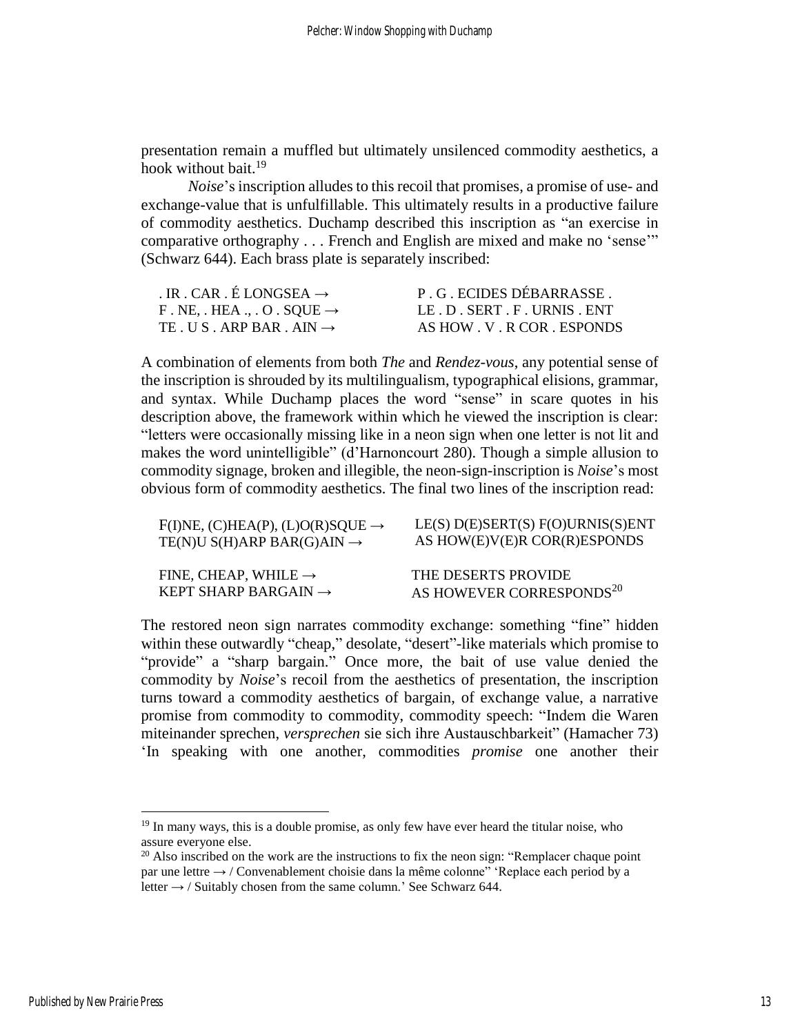presentation remain a muffled but ultimately unsilenced commodity aesthetics, a hook without bait.[19]

*Noise*'s inscription alludes to this recoil that promises, a promise of use- and exchange-value that is unfulfillable. This ultimately results in a productive failure of commodity aesthetics. Duchamp described this inscription as "an exercise in comparative orthography . . . French and English are mixed and make no 'sense'" (Schwarz 644). Each brass plate is separately inscribed:

| | |
|---|---|
| . IR . CAR . É LONGSEA → | P . G . ECIDES DÉBARRASSE . |
| F . NE, . HEA ., . O . SQUE → | LE . D . SERT . F . URNIS . ENT |
| TE . U S . ARP BAR . AIN → | AS HOW . V . R COR . ESPONDS |

A combination of elements from both *The* and *Rendez-vous*, any potential sense of the inscription is shrouded by its multilingualism, typographical elisions, grammar, and syntax. While Duchamp places the word "sense" in scare quotes in his description above, the framework within which he viewed the inscription is clear: "letters were occasionally missing like in a neon sign when one letter is not lit and makes the word unintelligible" (d'Harnoncourt 280). Though a simple allusion to commodity signage, broken and illegible, the neon-sign-inscription is *Noise*'s most obvious form of commodity aesthetics. The final two lines of the inscription read:

| | |
|---|---|
| F(I)NE, (C)HEA(P), (L)O(R)SQUE → | LE(S) D(E)SERT(S) F(O)URNIS(S)ENT |
| TE(N)U S(H)ARP BAR(G)AIN → | AS HOW(E)V(E)R COR(R)ESPONDS |
| | |
| FINE, CHEAP, WHILE → | THE DESERTS PROVIDE |
| KEPT SHARP BARGAIN → | AS HOWEVER CORRESPONDS[20] |

The restored neon sign narrates commodity exchange: something "fine" hidden within these outwardly "cheap," desolate, "desert"-like materials which promise to "provide" a "sharp bargain." Once more, the bait of use value denied the commodity by *Noise*'s recoil from the aesthetics of presentation, the inscription turns toward a commodity aesthetics of bargain, of exchange value, a narrative promise from commodity to commodity, commodity speech: "Indem die Waren miteinander sprechen, *versprechen* sie sich ihre Austauschbarkeit" (Hamacher 73) 'In speaking with one another, commodities *promise* one another their

---

[19] In many ways, this is a double promise, as only few have ever heard the titular noise, who assure everyone else.

[20] Also inscribed on the work are the instructions to fix the neon sign: "Remplacer chaque point par une lettre → / Convenablement choisie dans la même colonne" 'Replace each period by a letter → / Suitably chosen from the same column.' See Schwarz 644.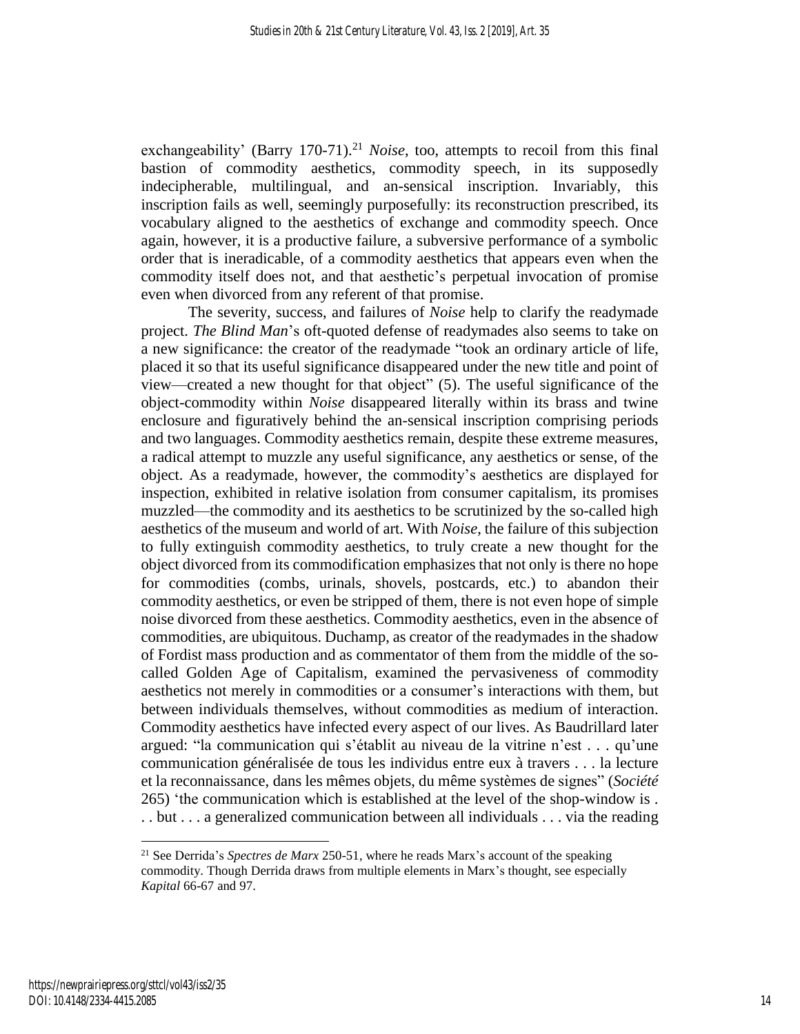exchangeability' (Barry 170-71).[21] *Noise*, too, attempts to recoil from this final bastion of commodity aesthetics, commodity speech, in its supposedly indecipherable, multilingual, and an-sensical inscription. Invariably, this inscription fails as well, seemingly purposefully: its reconstruction prescribed, its vocabulary aligned to the aesthetics of exchange and commodity speech. Once again, however, it is a productive failure, a subversive performance of a symbolic order that is ineradicable, of a commodity aesthetics that appears even when the commodity itself does not, and that aesthetic's perpetual invocation of promise even when divorced from any referent of that promise.

The severity, success, and failures of *Noise* help to clarify the readymade project. *The Blind Man*'s oft-quoted defense of readymades also seems to take on a new significance: the creator of the readymade "took an ordinary article of life, placed it so that its useful significance disappeared under the new title and point of view—created a new thought for that object" (5). The useful significance of the object-commodity within *Noise* disappeared literally within its brass and twine enclosure and figuratively behind the an-sensical inscription comprising periods and two languages. Commodity aesthetics remain, despite these extreme measures, a radical attempt to muzzle any useful significance, any aesthetics or sense, of the object. As a readymade, however, the commodity's aesthetics are displayed for inspection, exhibited in relative isolation from consumer capitalism, its promises muzzled—the commodity and its aesthetics to be scrutinized by the so-called high aesthetics of the museum and world of art. With *Noise*, the failure of this subjection to fully extinguish commodity aesthetics, to truly create a new thought for the object divorced from its commodification emphasizes that not only is there no hope for commodities (combs, urinals, shovels, postcards, etc.) to abandon their commodity aesthetics, or even be stripped of them, there is not even hope of simple noise divorced from these aesthetics. Commodity aesthetics, even in the absence of commodities, are ubiquitous. Duchamp, as creator of the readymades in the shadow of Fordist mass production and as commentator of them from the middle of the so-called Golden Age of Capitalism, examined the pervasiveness of commodity aesthetics not merely in commodities or a consumer's interactions with them, but between individuals themselves, without commodities as medium of interaction. Commodity aesthetics have infected every aspect of our lives. As Baudrillard later argued: "la communication qui s'établit au niveau de la vitrine n'est . . . qu'une communication généralisée de tous les individus entre eux à travers . . . la lecture et la reconnaissance, dans les mêmes objets, du même systèmes de signes" (*Société* 265) 'the communication which is established at the level of the shop-window is . . . but . . . a generalized communication between all individuals . . . via the reading

[21] See Derrida's *Spectres de Marx* 250-51, where he reads Marx's account of the speaking commodity. Though Derrida draws from multiple elements in Marx's thought, see especially *Kapital* 66-67 and 97.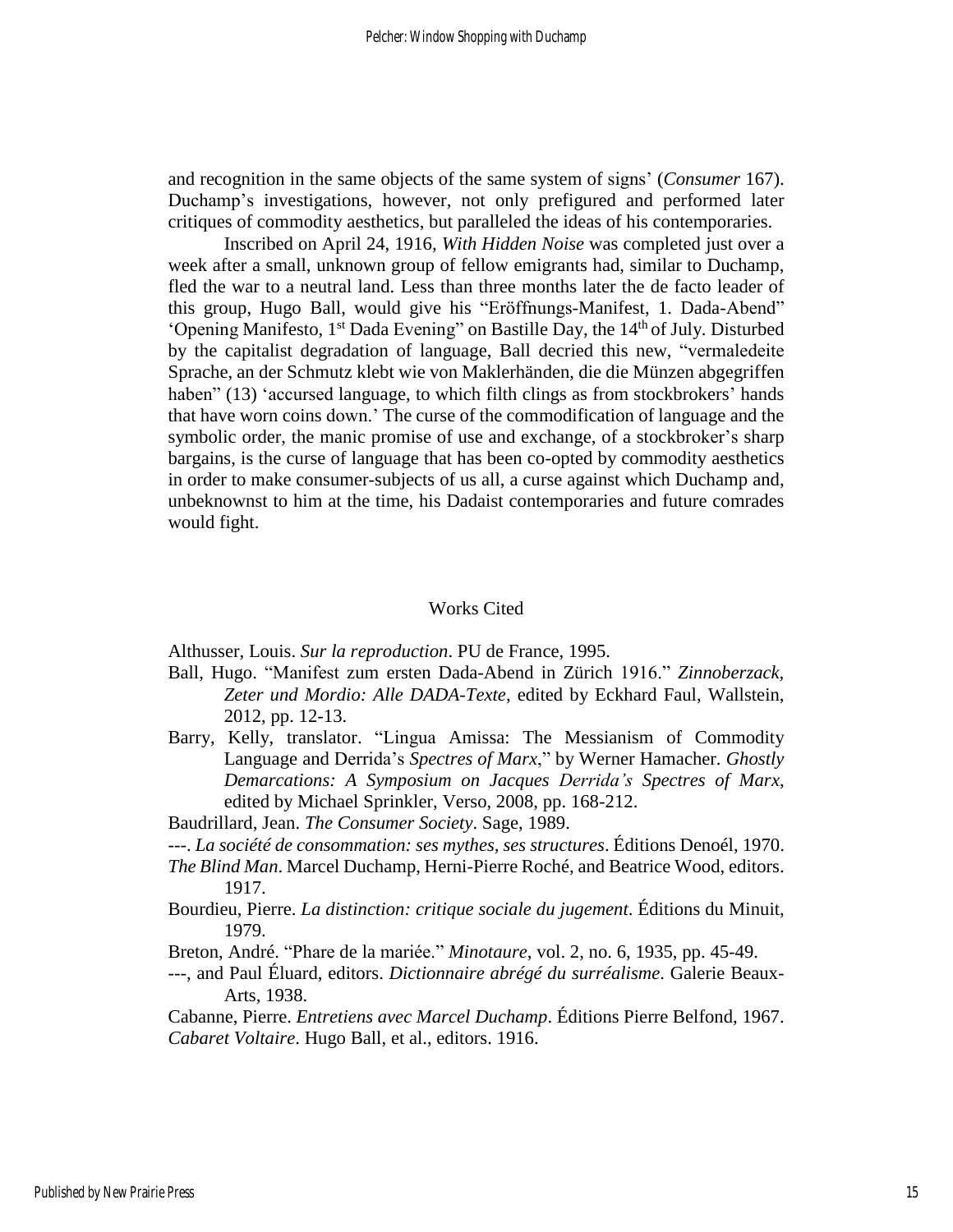and recognition in the same objects of the same system of signs' (*Consumer* 167). Duchamp's investigations, however, not only prefigured and performed later critiques of commodity aesthetics, but paralleled the ideas of his contemporaries.

Inscribed on April 24, 1916, *With Hidden Noise* was completed just over a week after a small, unknown group of fellow emigrants had, similar to Duchamp, fled the war to a neutral land. Less than three months later the de facto leader of this group, Hugo Ball, would give his "Eröffnungs-Manifest, 1. Dada-Abend" 'Opening Manifesto, 1st Dada Evening" on Bastille Day, the 14th of July. Disturbed by the capitalist degradation of language, Ball decried this new, "vermaledeite Sprache, an der Schmutz klebt wie von Maklerhänden, die die Münzen abgegriffen haben" (13) 'accursed language, to which filth clings as from stockbrokers' hands that have worn coins down.' The curse of the commodification of language and the symbolic order, the manic promise of use and exchange, of a stockbroker's sharp bargains, is the curse of language that has been co-opted by commodity aesthetics in order to make consumer-subjects of us all, a curse against which Duchamp and, unbeknownst to him at the time, his Dadaist contemporaries and future comrades would fight.

## Works Cited

Althusser, Louis. *Sur la reproduction*. PU de France, 1995.

Ball, Hugo. "Manifest zum ersten Dada-Abend in Zürich 1916." *Zinnoberzack, Zeter und Mordio: Alle DADA-Texte*, edited by Eckhard Faul, Wallstein, 2012, pp. 12-13.

Barry, Kelly, translator. "Lingua Amissa: The Messianism of Commodity Language and Derrida's *Spectres of Marx*," by Werner Hamacher. *Ghostly Demarcations: A Symposium on Jacques Derrida's Spectres of Marx*, edited by Michael Sprinkler, Verso, 2008, pp. 168-212.

Baudrillard, Jean. *The Consumer Society*. Sage, 1989.

---. *La société de consommation: ses mythes, ses structures*. Éditions Denoél, 1970.

*The Blind Man*. Marcel Duchamp, Herni-Pierre Roché, and Beatrice Wood, editors. 1917.

Bourdieu, Pierre. *La distinction: critique sociale du jugement*. Éditions du Minuit, 1979.

Breton, André. "Phare de la mariée." *Minotaure*, vol. 2, no. 6, 1935, pp. 45-49.

---, and Paul Éluard, editors. *Dictionnaire abrégé du surréalisme*. Galerie Beaux-Arts, 1938.

Cabanne, Pierre. *Entretiens avec Marcel Duchamp*. Éditions Pierre Belfond, 1967.

*Cabaret Voltaire*. Hugo Ball, et al., editors. 1916.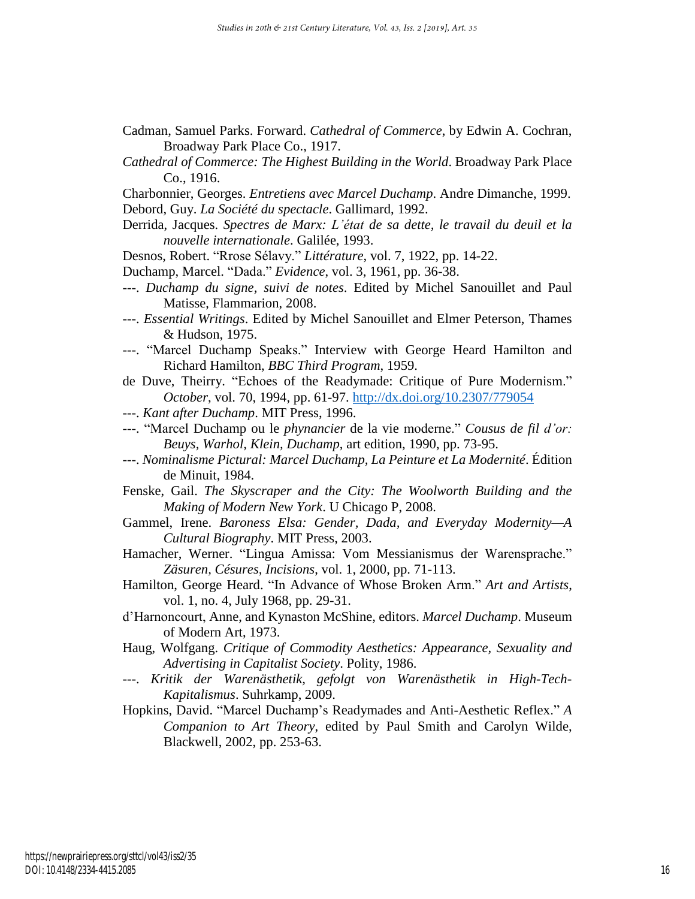Cadman, Samuel Parks. Forward. *Cathedral of Commerce*, by Edwin A. Cochran, Broadway Park Place Co., 1917.

*Cathedral of Commerce: The Highest Building in the World*. Broadway Park Place Co., 1916.

Charbonnier, Georges. *Entretiens avec Marcel Duchamp*. Andre Dimanche, 1999.

Debord, Guy. *La Société du spectacle*. Gallimard, 1992.

Derrida, Jacques. *Spectres de Marx: L'état de sa dette, le travail du deuil et la nouvelle internationale*. Galilée, 1993.

Desnos, Robert. "Rrose Sélavy." *Littérature*, vol. 7, 1922, pp. 14-22.

Duchamp, Marcel. "Dada." *Evidence*, vol. 3, 1961, pp. 36-38.

---. *Duchamp du signe, suivi de notes*. Edited by Michel Sanouillet and Paul Matisse, Flammarion, 2008.

---. *Essential Writings*. Edited by Michel Sanouillet and Elmer Peterson, Thames & Hudson, 1975.

---. "Marcel Duchamp Speaks." Interview with George Heard Hamilton and Richard Hamilton, *BBC Third Program*, 1959.

de Duve, Theirry. "Echoes of the Readymade: Critique of Pure Modernism." *October*, vol. 70, 1994, pp. 61-97. http://dx.doi.org/10.2307/779054

---. *Kant after Duchamp*. MIT Press, 1996.

---. "Marcel Duchamp ou le *phynancier* de la vie moderne." *Cousus de fil d'or: Beuys, Warhol, Klein, Duchamp*, art edition, 1990, pp. 73-95.

---. *Nominalisme Pictural: Marcel Duchamp, La Peinture et La Modernité*. Édition de Minuit, 1984.

Fenske, Gail. *The Skyscraper and the City: The Woolworth Building and the Making of Modern New York*. U Chicago P, 2008.

Gammel, Irene. *Baroness Elsa: Gender, Dada, and Everyday Modernity—A Cultural Biography*. MIT Press, 2003.

Hamacher, Werner. "Lingua Amissa: Vom Messianismus der Warensprache." *Zäsuren, Césures, Incisions*, vol. 1, 2000, pp. 71-113.

Hamilton, George Heard. "In Advance of Whose Broken Arm." *Art and Artists*, vol. 1, no. 4, July 1968, pp. 29-31.

d'Harnoncourt, Anne, and Kynaston McShine, editors. *Marcel Duchamp*. Museum of Modern Art, 1973.

Haug, Wolfgang. *Critique of Commodity Aesthetics: Appearance, Sexuality and Advertising in Capitalist Society*. Polity, 1986.

---. *Kritik der Warenästhetik, gefolgt von Warenästhetik in High-Tech-Kapitalismus*. Suhrkamp, 2009.

Hopkins, David. "Marcel Duchamp's Readymades and Anti-Aesthetic Reflex." *A Companion to Art Theory*, edited by Paul Smith and Carolyn Wilde, Blackwell, 2002, pp. 253-63.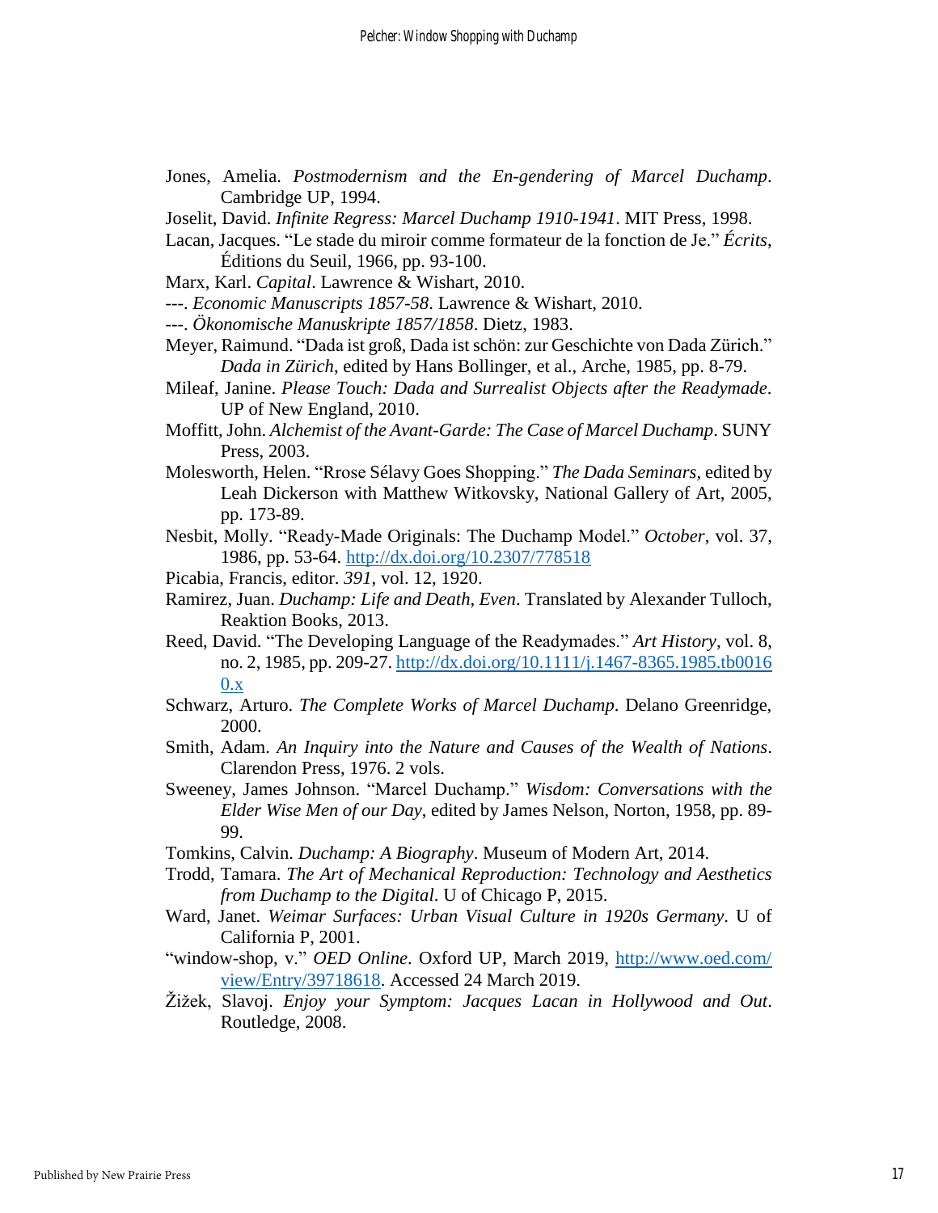Jones, Amelia. *Postmodernism and the En-gendering of Marcel Duchamp*. Cambridge UP, 1994.

Joselit, David. *Infinite Regress: Marcel Duchamp 1910-1941*. MIT Press, 1998.

Lacan, Jacques. "Le stade du miroir comme formateur de la fonction de Je." *Écrits*, Éditions du Seuil, 1966, pp. 93-100.

Marx, Karl. *Capital*. Lawrence & Wishart, 2010.

---. *Economic Manuscripts 1857-58*. Lawrence & Wishart, 2010.

---. *Ökonomische Manuskripte 1857/1858*. Dietz, 1983.

Meyer, Raimund. "Dada ist groß, Dada ist schön: zur Geschichte von Dada Zürich." *Dada in Zürich*, edited by Hans Bollinger, et al., Arche, 1985, pp. 8-79.

Mileaf, Janine. *Please Touch: Dada and Surrealist Objects after the Readymade*. UP of New England, 2010.

Moffitt, John. *Alchemist of the Avant-Garde: The Case of Marcel Duchamp*. SUNY Press, 2003.

Molesworth, Helen. "Rrose Sélavy Goes Shopping." *The Dada Seminars*, edited by Leah Dickerson with Matthew Witkovsky, National Gallery of Art, 2005, pp. 173-89.

Nesbit, Molly. "Ready-Made Originals: The Duchamp Model." *October*, vol. 37, 1986, pp. 53-64. http://dx.doi.org/10.2307/778518

Picabia, Francis, editor. *391*, vol. 12, 1920.

Ramirez, Juan. *Duchamp: Life and Death, Even*. Translated by Alexander Tulloch, Reaktion Books, 2013.

Reed, David. "The Developing Language of the Readymades." *Art History*, vol. 8, no. 2, 1985, pp. 209-27. http://dx.doi.org/10.1111/j.1467-8365.1985.tb00160.x

Schwarz, Arturo. *The Complete Works of Marcel Duchamp*. Delano Greenridge, 2000.

Smith, Adam. *An Inquiry into the Nature and Causes of the Wealth of Nations*. Clarendon Press, 1976. 2 vols.

Sweeney, James Johnson. "Marcel Duchamp." *Wisdom: Conversations with the Elder Wise Men of our Day*, edited by James Nelson, Norton, 1958, pp. 89-99.

Tomkins, Calvin. *Duchamp: A Biography*. Museum of Modern Art, 2014.

Trodd, Tamara. *The Art of Mechanical Reproduction: Technology and Aesthetics from Duchamp to the Digital*. U of Chicago P, 2015.

Ward, Janet. *Weimar Surfaces: Urban Visual Culture in 1920s Germany*. U of California P, 2001.

"window-shop, v." *OED Online*. Oxford UP, March 2019, http://www.oed.com/view/Entry/39718618. Accessed 24 March 2019.

Žižek, Slavoj. *Enjoy your Symptom: Jacques Lacan in Hollywood and Out*. Routledge, 2008.